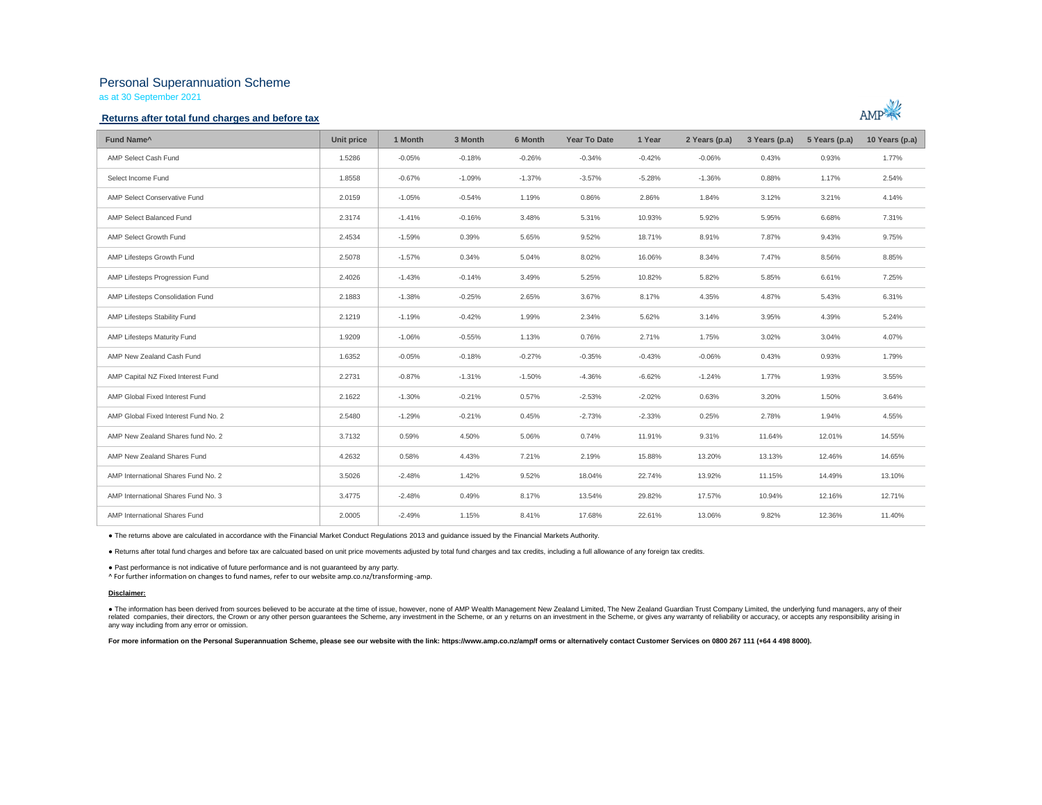# Personal Superannuation Scheme

as at 30 September 2021

## Returns after total fund charges and before tax

| Fund Name^ | Unit price | 1 Month | 3 Month | 6 Month | Year To Date | 1 Year | 2 Years (p.a) | 3 Years (p.a) | 5 Years (p.a) | 10 Years (p.a) |
|---|---|---|---|---|---|---|---|---|---|---|
| AMP Select Cash Fund | 1.5286 | -0.05% | -0.18% | -0.26% | -0.34% | -0.42% | -0.06% | 0.43% | 0.93% | 1.77% |
| Select Income Fund | 1.8558 | -0.67% | -1.09% | -1.37% | -3.57% | -5.28% | -1.36% | 0.88% | 1.17% | 2.54% |
| AMP Select Conservative Fund | 2.0159 | -1.05% | -0.54% | 1.19% | 0.86% | 2.86% | 1.84% | 3.12% | 3.21% | 4.14% |
| AMP Select Balanced Fund | 2.3174 | -1.41% | -0.16% | 3.48% | 5.31% | 10.93% | 5.92% | 5.95% | 6.68% | 7.31% |
| AMP Select Growth Fund | 2.4534 | -1.59% | 0.39% | 5.65% | 9.52% | 18.71% | 8.91% | 7.87% | 9.43% | 9.75% |
| AMP Lifesteps Growth Fund | 2.5078 | -1.57% | 0.34% | 5.04% | 8.02% | 16.06% | 8.34% | 7.47% | 8.56% | 8.85% |
| AMP Lifesteps Progression Fund | 2.4026 | -1.43% | -0.14% | 3.49% | 5.25% | 10.82% | 5.82% | 5.85% | 6.61% | 7.25% |
| AMP Lifesteps Consolidation Fund | 2.1883 | -1.38% | -0.25% | 2.65% | 3.67% | 8.17% | 4.35% | 4.87% | 5.43% | 6.31% |
| AMP Lifesteps Stability Fund | 2.1219 | -1.19% | -0.42% | 1.99% | 2.34% | 5.62% | 3.14% | 3.95% | 4.39% | 5.24% |
| AMP Lifesteps Maturity Fund | 1.9209 | -1.06% | -0.55% | 1.13% | 0.76% | 2.71% | 1.75% | 3.02% | 3.04% | 4.07% |
| AMP New Zealand Cash Fund | 1.6352 | -0.05% | -0.18% | -0.27% | -0.35% | -0.43% | -0.06% | 0.43% | 0.93% | 1.79% |
| AMP Capital NZ Fixed Interest Fund | 2.2731 | -0.87% | -1.31% | -1.50% | -4.36% | -6.62% | -1.24% | 1.77% | 1.93% | 3.55% |
| AMP Global Fixed Interest Fund | 2.1622 | -1.30% | -0.21% | 0.57% | -2.53% | -2.02% | 0.63% | 3.20% | 1.50% | 3.64% |
| AMP Global Fixed Interest Fund No. 2 | 2.5480 | -1.29% | -0.21% | 0.45% | -2.73% | -2.33% | 0.25% | 2.78% | 1.94% | 4.55% |
| AMP New Zealand Shares fund No. 2 | 3.7132 | 0.59% | 4.50% | 5.06% | 0.74% | 11.91% | 9.31% | 11.64% | 12.01% | 14.55% |
| AMP New Zealand Shares Fund | 4.2632 | 0.58% | 4.43% | 7.21% | 2.19% | 15.88% | 13.20% | 13.13% | 12.46% | 14.65% |
| AMP International Shares Fund No. 2 | 3.5026 | -2.48% | 1.42% | 9.52% | 18.04% | 22.74% | 13.92% | 11.15% | 14.49% | 13.10% |
| AMP International Shares Fund No. 3 | 3.4775 | -2.48% | 0.49% | 8.17% | 13.54% | 29.82% | 17.57% | 10.94% | 12.16% | 12.71% |
| AMP International Shares Fund | 2.0005 | -2.49% | 1.15% | 8.41% | 17.68% | 22.61% | 13.06% | 9.82% | 12.36% | 11.40% |

- The returns above are calculated in accordance with the Financial Market Conduct Regulations 2013 and guidance issued by the Financial Markets Authority.
- Returns after total fund charges and before tax are calcuated based on unit price movements adjusted by total fund charges and tax credits, including a full allowance of any foreign tax credits.
- Past performance is not indicative of future performance and is not guaranteed by any party.

^ For further information on changes to fund names, refer to our website amp.co.nz/transforming -amp.

**Disclaimer:**

- The information has been derived from sources believed to be accurate at the time of issue, however, none of AMP Wealth Management New Zealand Limited, The New Zealand Guardian Trust Company Limited, the underlying fund managers, any of their related companies, their directors, the Crown or any other person guarantees the Scheme, any investment in the Scheme, or an y returns on an investment in the Scheme, or gives any warranty of reliability or accuracy, or accepts any responsibility arising in any way including from any error or omission.

**For more information on the Personal Superannuation Scheme, please see our website with the link: https://www.amp.co.nz/amp/f orms or alternatively contact Customer Services on 0800 267 111 (+64 4 498 8000).**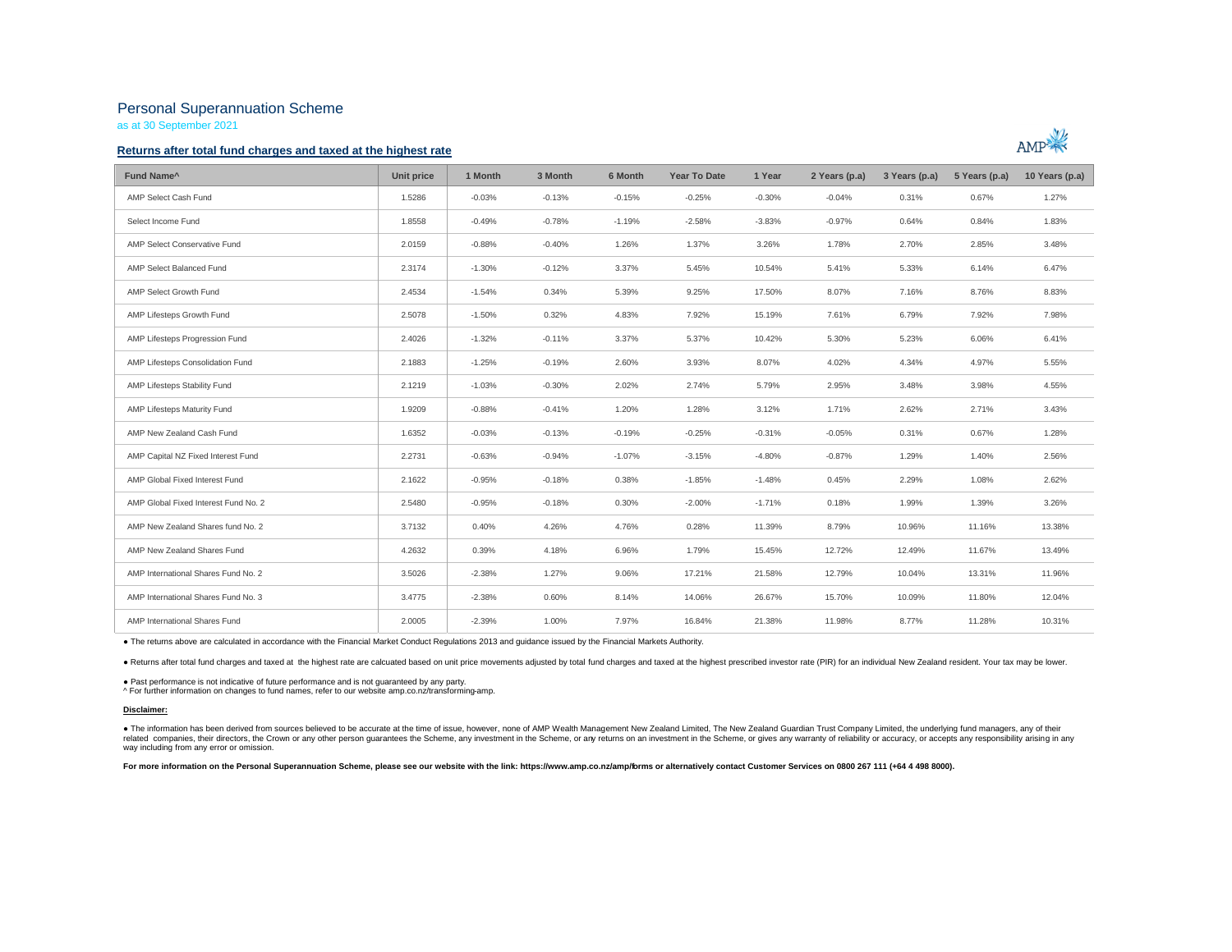# Personal Superannuation Scheme

as at 30 September 2021

## Returns after total fund charges and taxed at the highest rate

| Fund Name^ | Unit price | 1 Month | 3 Month | 6 Month | Year To Date | 1 Year | 2 Years (p.a) | 3 Years (p.a) | 5 Years (p.a) | 10 Years (p.a) |
|---|---|---|---|---|---|---|---|---|---|---|
| AMP Select Cash Fund | 1.5286 | -0.03% | -0.13% | -0.15% | -0.25% | -0.30% | -0.04% | 0.31% | 0.67% | 1.27% |
| Select Income Fund | 1.8558 | -0.49% | -0.78% | -1.19% | -2.58% | -3.83% | -0.97% | 0.64% | 0.84% | 1.83% |
| AMP Select Conservative Fund | 2.0159 | -0.88% | -0.40% | 1.26% | 1.37% | 3.26% | 1.78% | 2.70% | 2.85% | 3.48% |
| AMP Select Balanced Fund | 2.3174 | -1.30% | -0.12% | 3.37% | 5.45% | 10.54% | 5.41% | 5.33% | 6.14% | 6.47% |
| AMP Select Growth Fund | 2.4534 | -1.54% | 0.34% | 5.39% | 9.25% | 17.50% | 8.07% | 7.16% | 8.76% | 8.83% |
| AMP Lifesteps Growth Fund | 2.5078 | -1.50% | 0.32% | 4.83% | 7.92% | 15.19% | 7.61% | 6.79% | 7.92% | 7.98% |
| AMP Lifesteps Progression Fund | 2.4026 | -1.32% | -0.11% | 3.37% | 5.37% | 10.42% | 5.30% | 5.23% | 6.06% | 6.41% |
| AMP Lifesteps Consolidation Fund | 2.1883 | -1.25% | -0.19% | 2.60% | 3.93% | 8.07% | 4.02% | 4.34% | 4.97% | 5.55% |
| AMP Lifesteps Stability Fund | 2.1219 | -1.03% | -0.30% | 2.02% | 2.74% | 5.79% | 2.95% | 3.48% | 3.98% | 4.55% |
| AMP Lifesteps Maturity Fund | 1.9209 | -0.88% | -0.41% | 1.20% | 1.28% | 3.12% | 1.71% | 2.62% | 2.71% | 3.43% |
| AMP New Zealand Cash Fund | 1.6352 | -0.03% | -0.13% | -0.19% | -0.25% | -0.31% | -0.05% | 0.31% | 0.67% | 1.28% |
| AMP Capital NZ Fixed Interest Fund | 2.2731 | -0.63% | -0.94% | -1.07% | -3.15% | -4.80% | -0.87% | 1.29% | 1.40% | 2.56% |
| AMP Global Fixed Interest Fund | 2.1622 | -0.95% | -0.18% | 0.38% | -1.85% | -1.48% | 0.45% | 2.29% | 1.08% | 2.62% |
| AMP Global Fixed Interest Fund No. 2 | 2.5480 | -0.95% | -0.18% | 0.30% | -2.00% | -1.71% | 0.18% | 1.99% | 1.39% | 3.26% |
| AMP New Zealand Shares fund No. 2 | 3.7132 | 0.40% | 4.26% | 4.76% | 0.28% | 11.39% | 8.79% | 10.96% | 11.16% | 13.38% |
| AMP New Zealand Shares Fund | 4.2632 | 0.39% | 4.18% | 6.96% | 1.79% | 15.45% | 12.72% | 12.49% | 11.67% | 13.49% |
| AMP International Shares Fund No. 2 | 3.5026 | -2.38% | 1.27% | 9.06% | 17.21% | 21.58% | 12.79% | 10.04% | 13.31% | 11.96% |
| AMP International Shares Fund No. 3 | 3.4775 | -2.38% | 0.60% | 8.14% | 14.06% | 26.67% | 15.70% | 10.09% | 11.80% | 12.04% |
| AMP International Shares Fund | 2.0005 | -2.39% | 1.00% | 7.97% | 16.84% | 21.38% | 11.98% | 8.77% | 11.28% | 10.31% |

● The returns above are calculated in accordance with the Financial Market Conduct Regulations 2013 and guidance issued by the Financial Markets Authority.

● Returns after total fund charges and taxed at the highest rate are calcuated based on unit price movements adjusted by total fund charges and taxed at the highest prescribed investor rate (PIR) for an individual New Zealand resident. Your tax may be lower.

● Past performance is not indicative of future performance and is not guaranteed by any party.
^ For further information on changes to fund names, refer to our website amp.co.nz/transforming-amp.

**Disclaimer:**

● The information has been derived from sources believed to be accurate at the time of issue, however, none of AMP Wealth Management New Zealand Limited, The New Zealand Guardian Trust Company Limited, the underlying fund managers, any of their related companies, their directors, the Crown or any other person guarantees the Scheme, any investment in the Scheme, or any returns on an investment in the Scheme, or gives any warranty of reliability or accuracy, or accepts any responsibility arising in any way including from any error or omission.

**For more information on the Personal Superannuation Scheme, please see our website with the link: https://www.amp.co.nz/amp/forms or alternatively contact Customer Services on 0800 267 111 (+64 4 498 8000).**